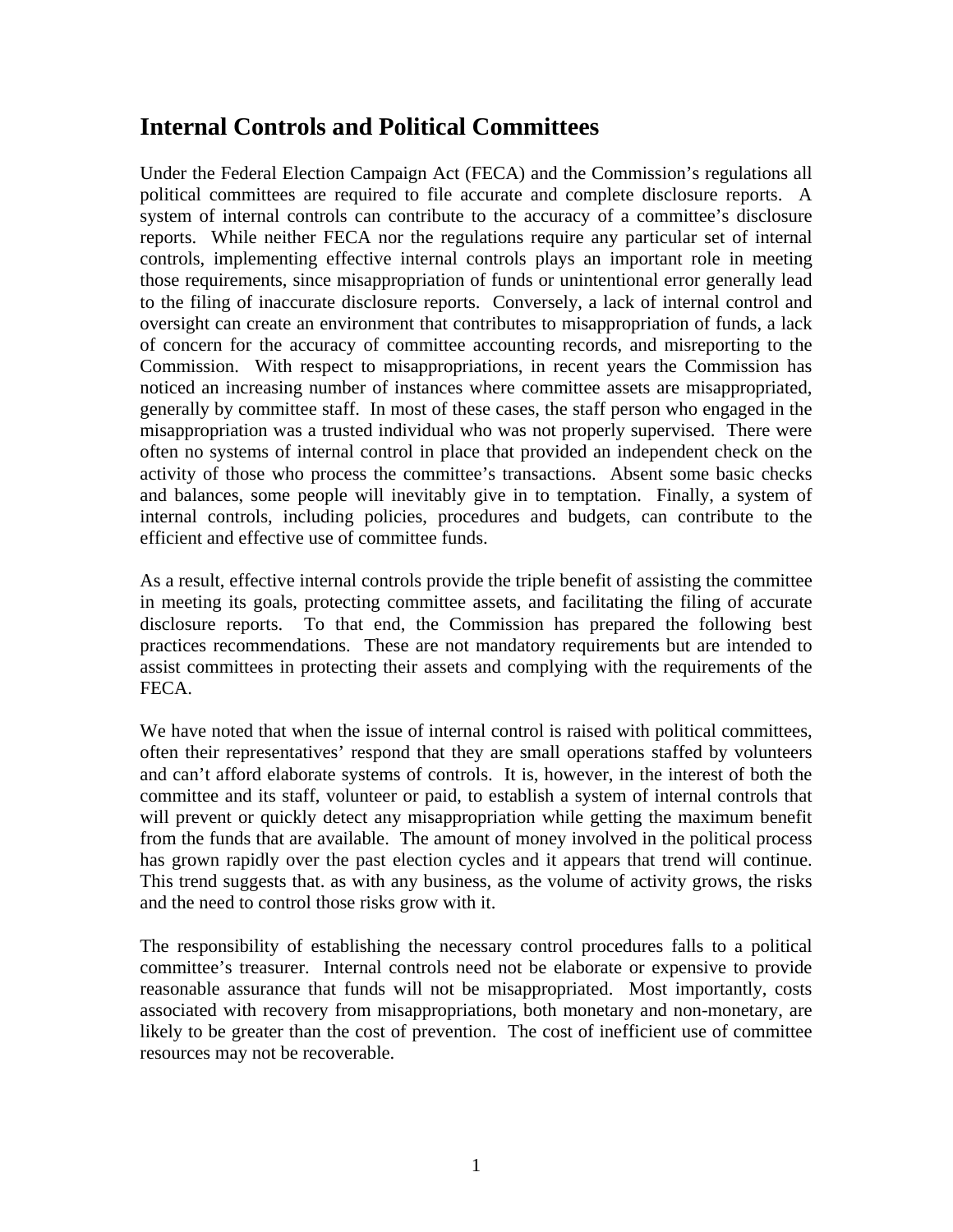# Internal Controls and Political Committees

Under the Federal Election Campaign Act (FECA) and the Commission's regulations all political committees are required to file accurate and complete disclosure reports. A system of internal controls can contribute to the accuracy of a committee's disclosure reports. While neither FECA nor the regulations require any particular set of internal controls, implementing effective internal controls plays an important role in meeting those requirements, since misappropriation of funds or unintentional error generally lead to the filing of inaccurate disclosure reports. Conversely, a lack of internal control and oversight can create an environment that contributes to misappropriation of funds, a lack of concern for the accuracy of committee accounting records, and misreporting to the Commission. With respect to misappropriations, in recent years the Commission has noticed an increasing number of instances where committee assets are misappropriated, generally by committee staff. In most of these cases, the staff person who engaged in the misappropriation was a trusted individual who was not properly supervised. There were often no systems of internal control in place that provided an independent check on the activity of those who process the committee's transactions. Absent some basic checks and balances, some people will inevitably give in to temptation. Finally, a system of internal controls, including policies, procedures and budgets, can contribute to the efficient and effective use of committee funds.

As a result, effective internal controls provide the triple benefit of assisting the committee in meeting its goals, protecting committee assets, and facilitating the filing of accurate disclosure reports. To that end, the Commission has prepared the following best practices recommendations. These are not mandatory requirements but are intended to assist committees in protecting their assets and complying with the requirements of the FECA.

We have noted that when the issue of internal control is raised with political committees, often their representatives' respond that they are small operations staffed by volunteers and can't afford elaborate systems of controls. It is, however, in the interest of both the committee and its staff, volunteer or paid, to establish a system of internal controls that will prevent or quickly detect any misappropriation while getting the maximum benefit from the funds that are available. The amount of money involved in the political process has grown rapidly over the past election cycles and it appears that trend will continue. This trend suggests that. as with any business, as the volume of activity grows, the risks and the need to control those risks grow with it.

The responsibility of establishing the necessary control procedures falls to a political committee's treasurer. Internal controls need not be elaborate or expensive to provide reasonable assurance that funds will not be misappropriated. Most importantly, costs associated with recovery from misappropriations, both monetary and non-monetary, are likely to be greater than the cost of prevention. The cost of inefficient use of committee resources may not be recoverable.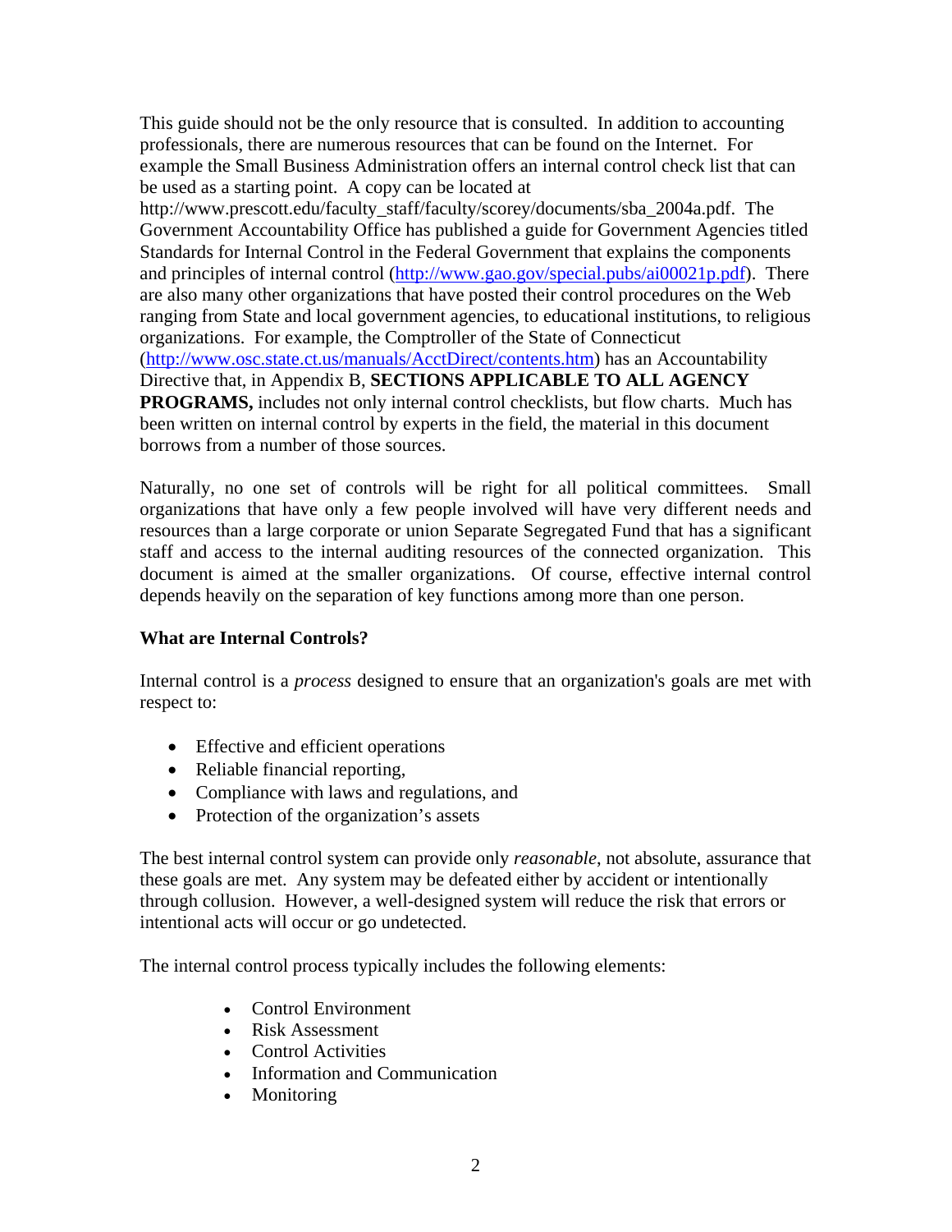This guide should not be the only resource that is consulted. In addition to accounting professionals, there are numerous resources that can be found on the Internet. For example the Small Business Administration offers an internal control check list that can be used as a starting point. A copy can be located at http://www.prescott.edu/faculty_staff/faculty/scorey/documents/sba_2004a.pdf. The Government Accountability Office has published a guide for Government Agencies titled Standards for Internal Control in the Federal Government that explains the components and principles of internal control (http://www.gao.gov/special.pubs/ai00021p.pdf). There are also many other organizations that have posted their control procedures on the Web ranging from State and local government agencies, to educational institutions, to religious organizations. For example, the Comptroller of the State of Connecticut (http://www.osc.state.ct.us/manuals/AcctDirect/contents.htm) has an Accountability Directive that, in Appendix B, **SECTIONS APPLICABLE TO ALL AGENCY PROGRAMS,** includes not only internal control checklists, but flow charts. Much has been written on internal control by experts in the field, the material in this document borrows from a number of those sources.

Naturally, no one set of controls will be right for all political committees. Small organizations that have only a few people involved will have very different needs and resources than a large corporate or union Separate Segregated Fund that has a significant staff and access to the internal auditing resources of the connected organization. This document is aimed at the smaller organizations. Of course, effective internal control depends heavily on the separation of key functions among more than one person.

**What are Internal Controls?**

Internal control is a *process* designed to ensure that an organization's goals are met with respect to:

- Effective and efficient operations
- Reliable financial reporting,
- Compliance with laws and regulations, and
- Protection of the organization's assets

The best internal control system can provide only *reasonable*, not absolute, assurance that these goals are met. Any system may be defeated either by accident or intentionally through collusion. However, a well-designed system will reduce the risk that errors or intentional acts will occur or go undetected.

The internal control process typically includes the following elements:

- Control Environment
- Risk Assessment
- Control Activities
- Information and Communication
- Monitoring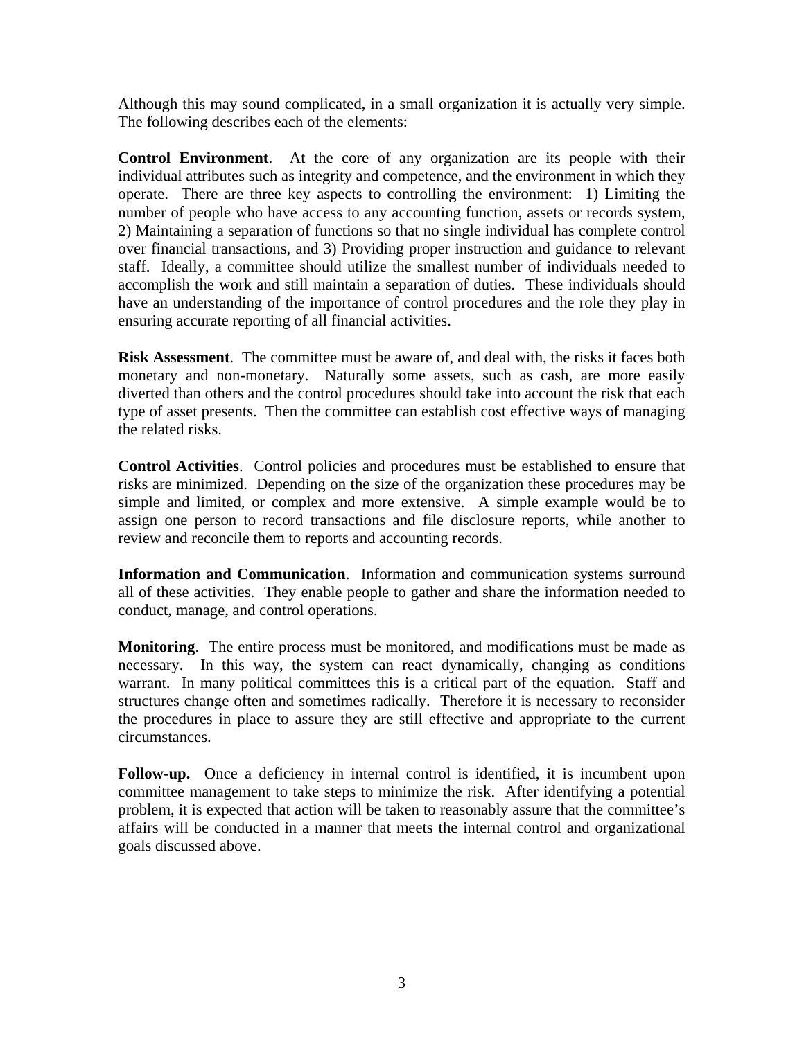Although this may sound complicated, in a small organization it is actually very simple. The following describes each of the elements:

**Control Environment**. At the core of any organization are its people with their individual attributes such as integrity and competence, and the environment in which they operate. There are three key aspects to controlling the environment: 1) Limiting the number of people who have access to any accounting function, assets or records system, 2) Maintaining a separation of functions so that no single individual has complete control over financial transactions, and 3) Providing proper instruction and guidance to relevant staff. Ideally, a committee should utilize the smallest number of individuals needed to accomplish the work and still maintain a separation of duties. These individuals should have an understanding of the importance of control procedures and the role they play in ensuring accurate reporting of all financial activities.

**Risk Assessment**. The committee must be aware of, and deal with, the risks it faces both monetary and non-monetary. Naturally some assets, such as cash, are more easily diverted than others and the control procedures should take into account the risk that each type of asset presents. Then the committee can establish cost effective ways of managing the related risks.

**Control Activities**. Control policies and procedures must be established to ensure that risks are minimized. Depending on the size of the organization these procedures may be simple and limited, or complex and more extensive. A simple example would be to assign one person to record transactions and file disclosure reports, while another to review and reconcile them to reports and accounting records.

**Information and Communication**. Information and communication systems surround all of these activities. They enable people to gather and share the information needed to conduct, manage, and control operations.

**Monitoring**. The entire process must be monitored, and modifications must be made as necessary. In this way, the system can react dynamically, changing as conditions warrant. In many political committees this is a critical part of the equation. Staff and structures change often and sometimes radically. Therefore it is necessary to reconsider the procedures in place to assure they are still effective and appropriate to the current circumstances.

**Follow-up.** Once a deficiency in internal control is identified, it is incumbent upon committee management to take steps to minimize the risk. After identifying a potential problem, it is expected that action will be taken to reasonably assure that the committee's affairs will be conducted in a manner that meets the internal control and organizational goals discussed above.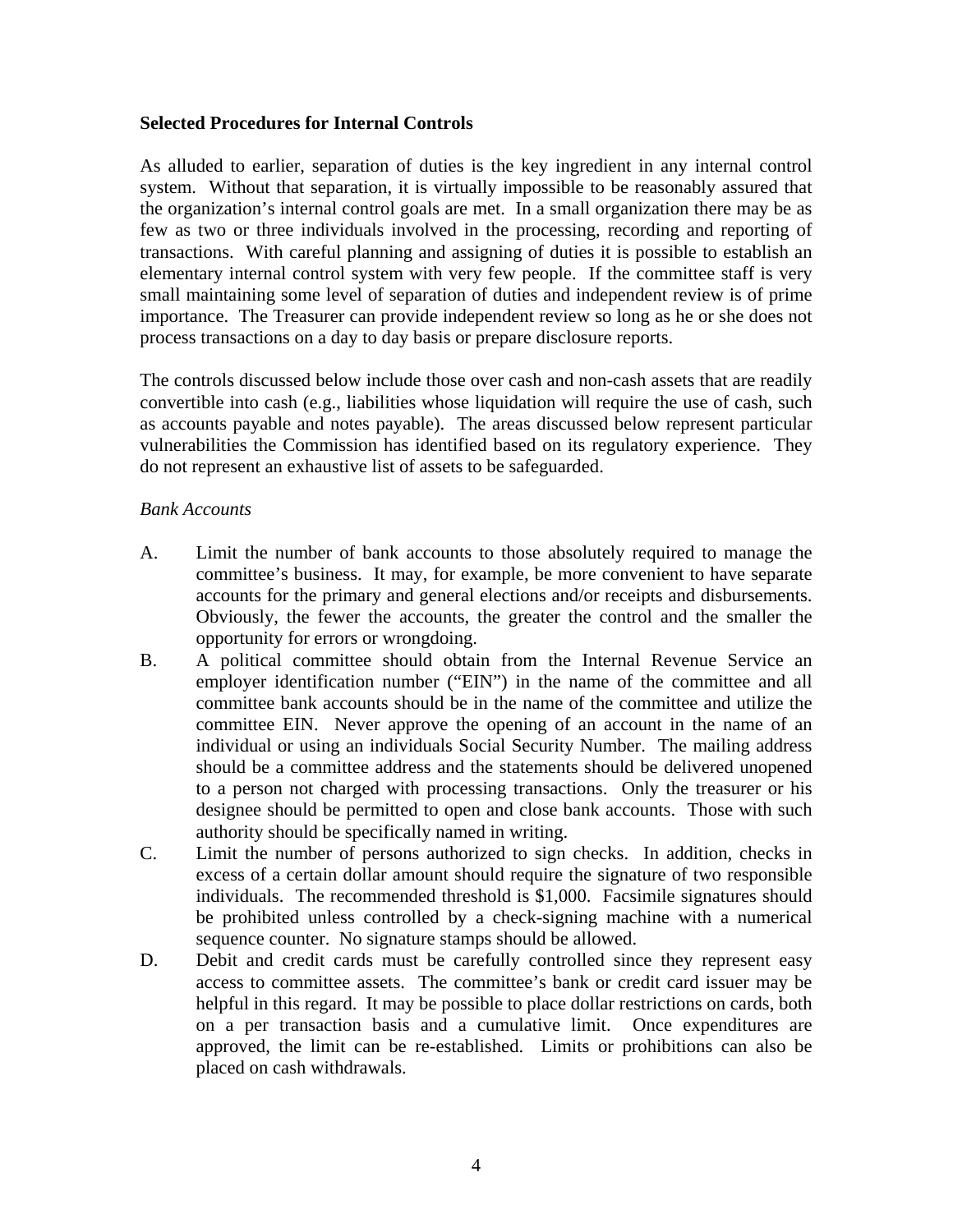**Selected Procedures for Internal Controls**

As alluded to earlier, separation of duties is the key ingredient in any internal control system. Without that separation, it is virtually impossible to be reasonably assured that the organization's internal control goals are met. In a small organization there may be as few as two or three individuals involved in the processing, recording and reporting of transactions. With careful planning and assigning of duties it is possible to establish an elementary internal control system with very few people. If the committee staff is very small maintaining some level of separation of duties and independent review is of prime importance. The Treasurer can provide independent review so long as he or she does not process transactions on a day to day basis or prepare disclosure reports.

The controls discussed below include those over cash and non-cash assets that are readily convertible into cash (e.g., liabilities whose liquidation will require the use of cash, such as accounts payable and notes payable). The areas discussed below represent particular vulnerabilities the Commission has identified based on its regulatory experience. They do not represent an exhaustive list of assets to be safeguarded.

*Bank Accounts*

A. Limit the number of bank accounts to those absolutely required to manage the committee's business. It may, for example, be more convenient to have separate accounts for the primary and general elections and/or receipts and disbursements. Obviously, the fewer the accounts, the greater the control and the smaller the opportunity for errors or wrongdoing.

B. A political committee should obtain from the Internal Revenue Service an employer identification number ("EIN") in the name of the committee and all committee bank accounts should be in the name of the committee and utilize the committee EIN. Never approve the opening of an account in the name of an individual or using an individuals Social Security Number. The mailing address should be a committee address and the statements should be delivered unopened to a person not charged with processing transactions. Only the treasurer or his designee should be permitted to open and close bank accounts. Those with such authority should be specifically named in writing.

C. Limit the number of persons authorized to sign checks. In addition, checks in excess of a certain dollar amount should require the signature of two responsible individuals. The recommended threshold is $1,000. Facsimile signatures should be prohibited unless controlled by a check-signing machine with a numerical sequence counter. No signature stamps should be allowed.

D. Debit and credit cards must be carefully controlled since they represent easy access to committee assets. The committee's bank or credit card issuer may be helpful in this regard. It may be possible to place dollar restrictions on cards, both on a per transaction basis and a cumulative limit. Once expenditures are approved, the limit can be re-established. Limits or prohibitions can also be placed on cash withdrawals.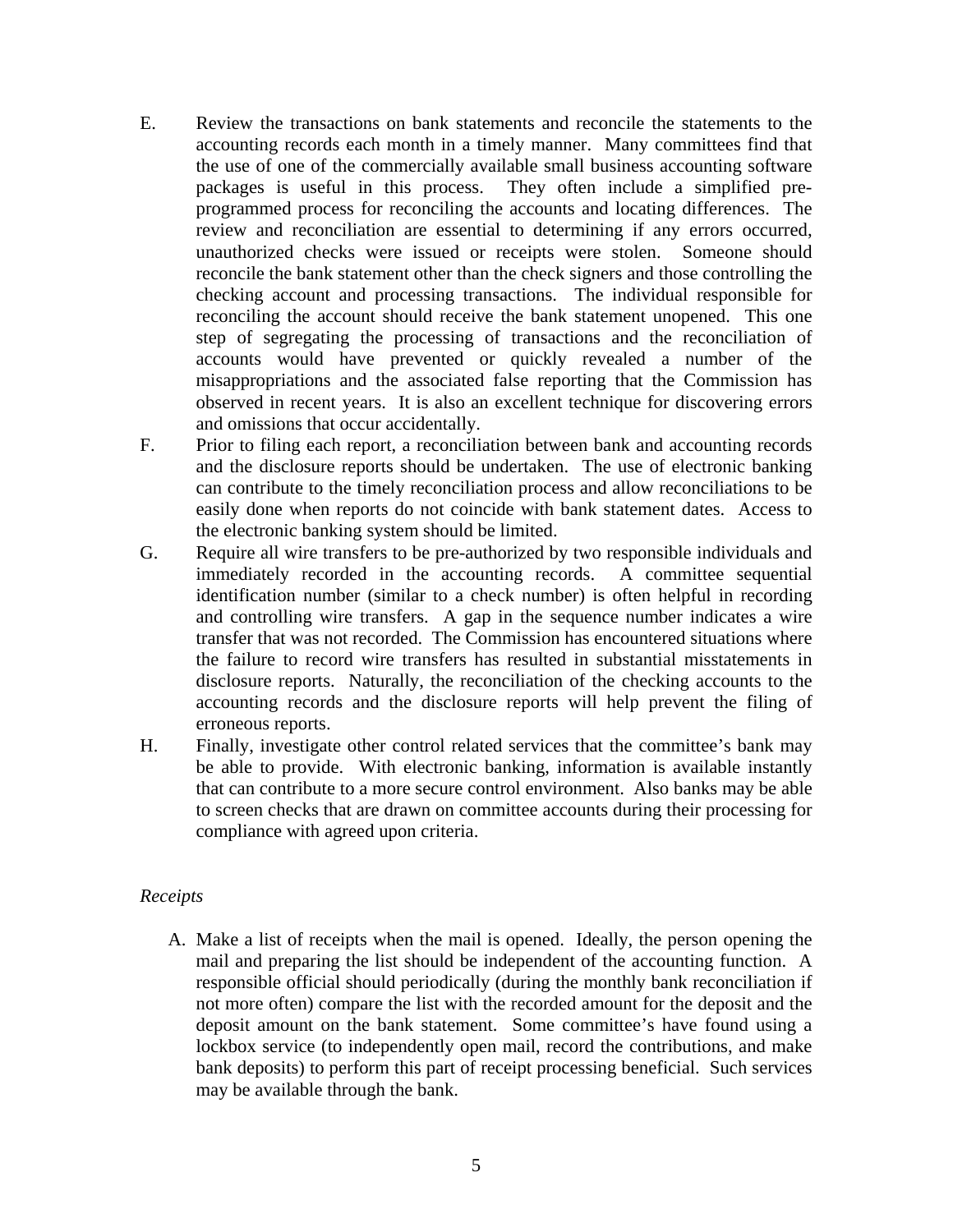E. Review the transactions on bank statements and reconcile the statements to the accounting records each month in a timely manner. Many committees find that the use of one of the commercially available small business accounting software packages is useful in this process. They often include a simplified pre-programmed process for reconciling the accounts and locating differences. The review and reconciliation are essential to determining if any errors occurred, unauthorized checks were issued or receipts were stolen. Someone should reconcile the bank statement other than the check signers and those controlling the checking account and processing transactions. The individual responsible for reconciling the account should receive the bank statement unopened. This one step of segregating the processing of transactions and the reconciliation of accounts would have prevented or quickly revealed a number of the misappropriations and the associated false reporting that the Commission has observed in recent years. It is also an excellent technique for discovering errors and omissions that occur accidentally.

F. Prior to filing each report, a reconciliation between bank and accounting records and the disclosure reports should be undertaken. The use of electronic banking can contribute to the timely reconciliation process and allow reconciliations to be easily done when reports do not coincide with bank statement dates. Access to the electronic banking system should be limited.

G. Require all wire transfers to be pre-authorized by two responsible individuals and immediately recorded in the accounting records. A committee sequential identification number (similar to a check number) is often helpful in recording and controlling wire transfers. A gap in the sequence number indicates a wire transfer that was not recorded. The Commission has encountered situations where the failure to record wire transfers has resulted in substantial misstatements in disclosure reports. Naturally, the reconciliation of the checking accounts to the accounting records and the disclosure reports will help prevent the filing of erroneous reports.

H. Finally, investigate other control related services that the committee's bank may be able to provide. With electronic banking, information is available instantly that can contribute to a more secure control environment. Also banks may be able to screen checks that are drawn on committee accounts during their processing for compliance with agreed upon criteria.

*Receipts*

A. Make a list of receipts when the mail is opened. Ideally, the person opening the mail and preparing the list should be independent of the accounting function. A responsible official should periodically (during the monthly bank reconciliation if not more often) compare the list with the recorded amount for the deposit and the deposit amount on the bank statement. Some committee's have found using a lockbox service (to independently open mail, record the contributions, and make bank deposits) to perform this part of receipt processing beneficial. Such services may be available through the bank.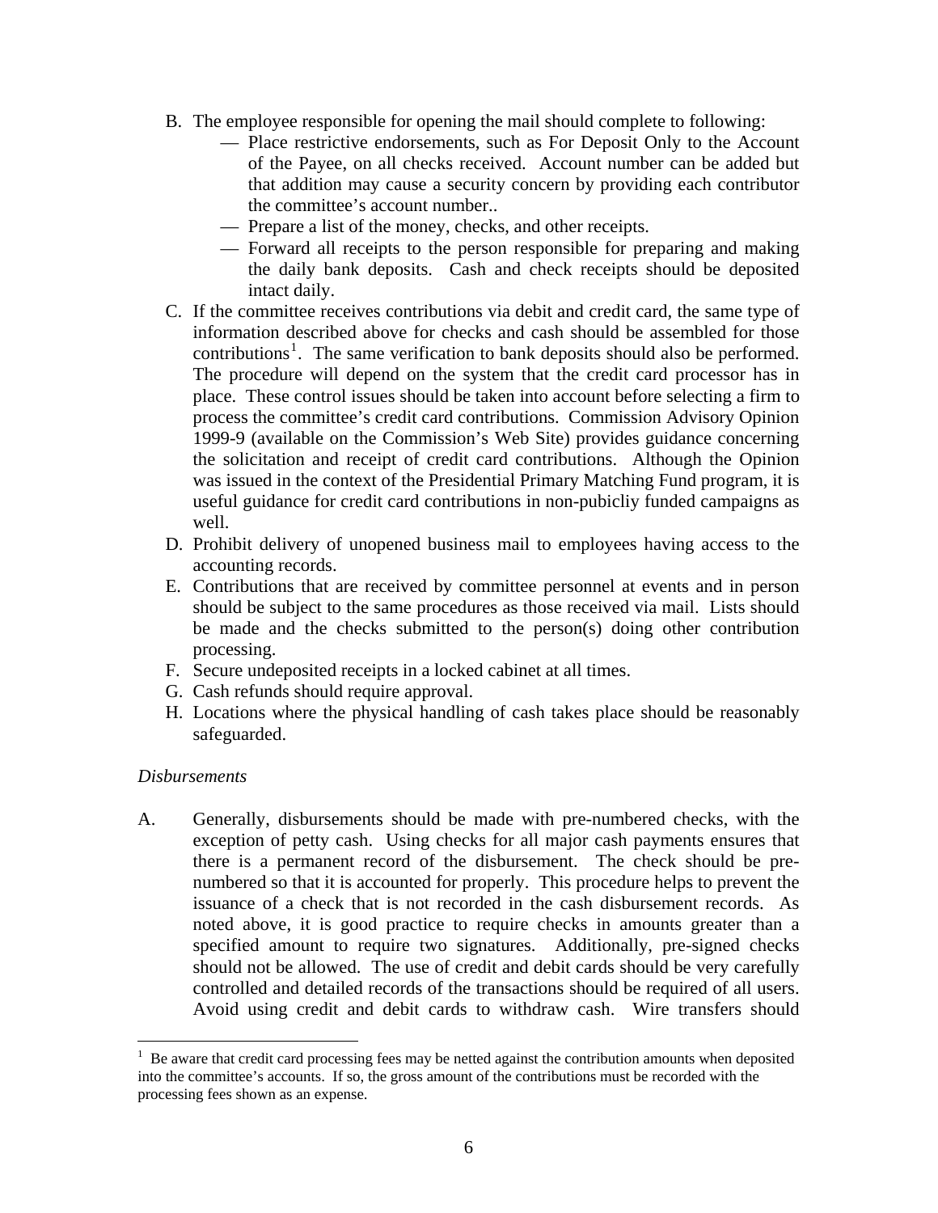B. The employee responsible for opening the mail should complete to following:
   - Place restrictive endorsements, such as For Deposit Only to the Account of the Payee, on all checks received. Account number can be added but that addition may cause a security concern by providing each contributor the committee's account number..
   - Prepare a list of the money, checks, and other receipts.
   - Forward all receipts to the person responsible for preparing and making the daily bank deposits. Cash and check receipts should be deposited intact daily.

C. If the committee receives contributions via debit and credit card, the same type of information described above for checks and cash should be assembled for those contributions[1]. The same verification to bank deposits should also be performed. The procedure will depend on the system that the credit card processor has in place. These control issues should be taken into account before selecting a firm to process the committee's credit card contributions. Commission Advisory Opinion 1999-9 (available on the Commission's Web Site) provides guidance concerning the solicitation and receipt of credit card contributions. Although the Opinion was issued in the context of the Presidential Primary Matching Fund program, it is useful guidance for credit card contributions in non-pubicliy funded campaigns as well.

D. Prohibit delivery of unopened business mail to employees having access to the accounting records.

E. Contributions that are received by committee personnel at events and in person should be subject to the same procedures as those received via mail. Lists should be made and the checks submitted to the person(s) doing other contribution processing.

F. Secure undeposited receipts in a locked cabinet at all times.

G. Cash refunds should require approval.

H. Locations where the physical handling of cash takes place should be reasonably safeguarded.

*Disbursements*

A. Generally, disbursements should be made with pre-numbered checks, with the exception of petty cash. Using checks for all major cash payments ensures that there is a permanent record of the disbursement. The check should be pre-numbered so that it is accounted for properly. This procedure helps to prevent the issuance of a check that is not recorded in the cash disbursement records. As noted above, it is good practice to require checks in amounts greater than a specified amount to require two signatures. Additionally, pre-signed checks should not be allowed. The use of credit and debit cards should be very carefully controlled and detailed records of the transactions should be required of all users. Avoid using credit and debit cards to withdraw cash. Wire transfers should

---

[1] Be aware that credit card processing fees may be netted against the contribution amounts when deposited into the committee's accounts. If so, the gross amount of the contributions must be recorded with the processing fees shown as an expense.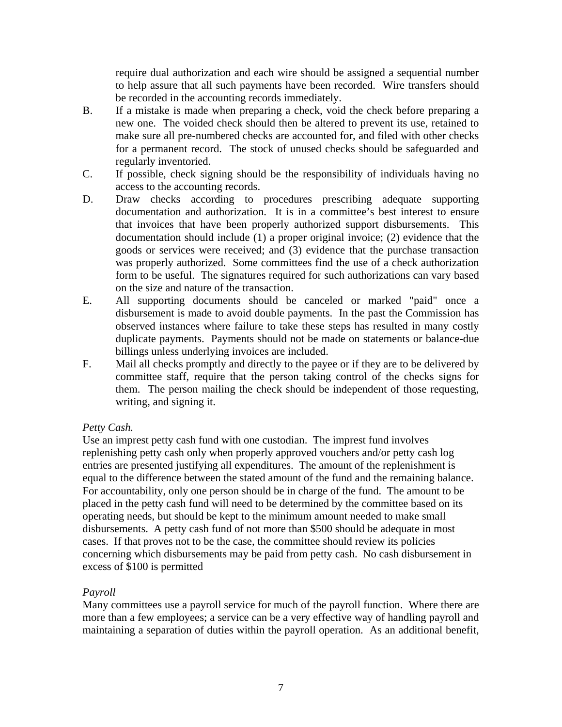require dual authorization and each wire should be assigned a sequential number to help assure that all such payments have been recorded. Wire transfers should be recorded in the accounting records immediately.

B. If a mistake is made when preparing a check, void the check before preparing a new one. The voided check should then be altered to prevent its use, retained to make sure all pre-numbered checks are accounted for, and filed with other checks for a permanent record. The stock of unused checks should be safeguarded and regularly inventoried.

C. If possible, check signing should be the responsibility of individuals having no access to the accounting records.

D. Draw checks according to procedures prescribing adequate supporting documentation and authorization. It is in a committee's best interest to ensure that invoices that have been properly authorized support disbursements. This documentation should include (1) a proper original invoice; (2) evidence that the goods or services were received; and (3) evidence that the purchase transaction was properly authorized. Some committees find the use of a check authorization form to be useful. The signatures required for such authorizations can vary based on the size and nature of the transaction.

E. All supporting documents should be canceled or marked "paid" once a disbursement is made to avoid double payments. In the past the Commission has observed instances where failure to take these steps has resulted in many costly duplicate payments. Payments should not be made on statements or balance-due billings unless underlying invoices are included.

F. Mail all checks promptly and directly to the payee or if they are to be delivered by committee staff, require that the person taking control of the checks signs for them. The person mailing the check should be independent of those requesting, writing, and signing it.

*Petty Cash.*

Use an imprest petty cash fund with one custodian. The imprest fund involves replenishing petty cash only when properly approved vouchers and/or petty cash log entries are presented justifying all expenditures. The amount of the replenishment is equal to the difference between the stated amount of the fund and the remaining balance. For accountability, only one person should be in charge of the fund. The amount to be placed in the petty cash fund will need to be determined by the committee based on its operating needs, but should be kept to the minimum amount needed to make small disbursements. A petty cash fund of not more than $500 should be adequate in most cases. If that proves not to be the case, the committee should review its policies concerning which disbursements may be paid from petty cash. No cash disbursement in excess of $100 is permitted

*Payroll*

Many committees use a payroll service for much of the payroll function. Where there are more than a few employees; a service can be a very effective way of handling payroll and maintaining a separation of duties within the payroll operation. As an additional benefit,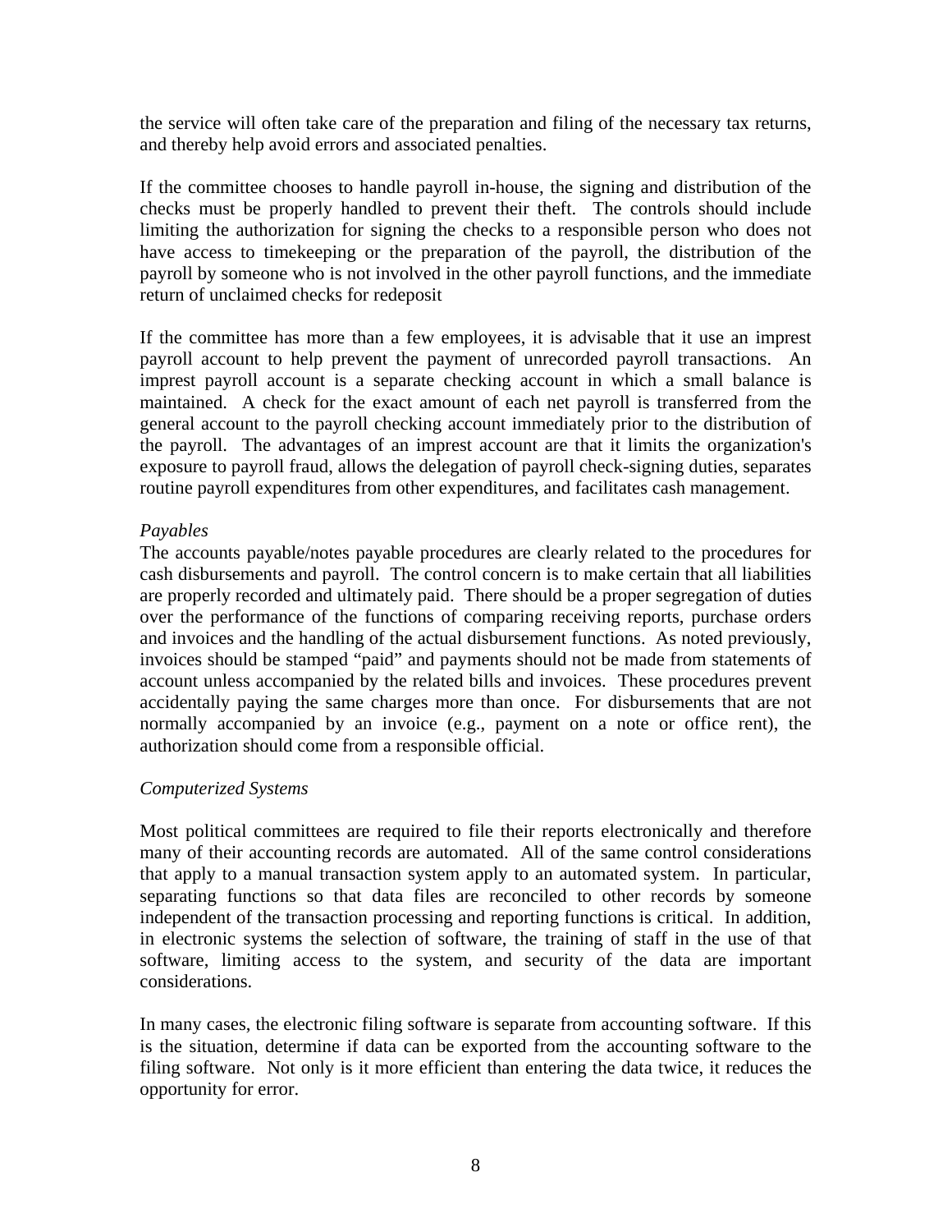the service will often take care of the preparation and filing of the necessary tax returns, and thereby help avoid errors and associated penalties.

If the committee chooses to handle payroll in-house, the signing and distribution of the checks must be properly handled to prevent their theft. The controls should include limiting the authorization for signing the checks to a responsible person who does not have access to timekeeping or the preparation of the payroll, the distribution of the payroll by someone who is not involved in the other payroll functions, and the immediate return of unclaimed checks for redeposit

If the committee has more than a few employees, it is advisable that it use an imprest payroll account to help prevent the payment of unrecorded payroll transactions. An imprest payroll account is a separate checking account in which a small balance is maintained. A check for the exact amount of each net payroll is transferred from the general account to the payroll checking account immediately prior to the distribution of the payroll. The advantages of an imprest account are that it limits the organization's exposure to payroll fraud, allows the delegation of payroll check-signing duties, separates routine payroll expenditures from other expenditures, and facilitates cash management.

*Payables*

The accounts payable/notes payable procedures are clearly related to the procedures for cash disbursements and payroll. The control concern is to make certain that all liabilities are properly recorded and ultimately paid. There should be a proper segregation of duties over the performance of the functions of comparing receiving reports, purchase orders and invoices and the handling of the actual disbursement functions. As noted previously, invoices should be stamped "paid" and payments should not be made from statements of account unless accompanied by the related bills and invoices. These procedures prevent accidentally paying the same charges more than once. For disbursements that are not normally accompanied by an invoice (e.g., payment on a note or office rent), the authorization should come from a responsible official.

*Computerized Systems*

Most political committees are required to file their reports electronically and therefore many of their accounting records are automated. All of the same control considerations that apply to a manual transaction system apply to an automated system. In particular, separating functions so that data files are reconciled to other records by someone independent of the transaction processing and reporting functions is critical. In addition, in electronic systems the selection of software, the training of staff in the use of that software, limiting access to the system, and security of the data are important considerations.

In many cases, the electronic filing software is separate from accounting software. If this is the situation, determine if data can be exported from the accounting software to the filing software. Not only is it more efficient than entering the data twice, it reduces the opportunity for error.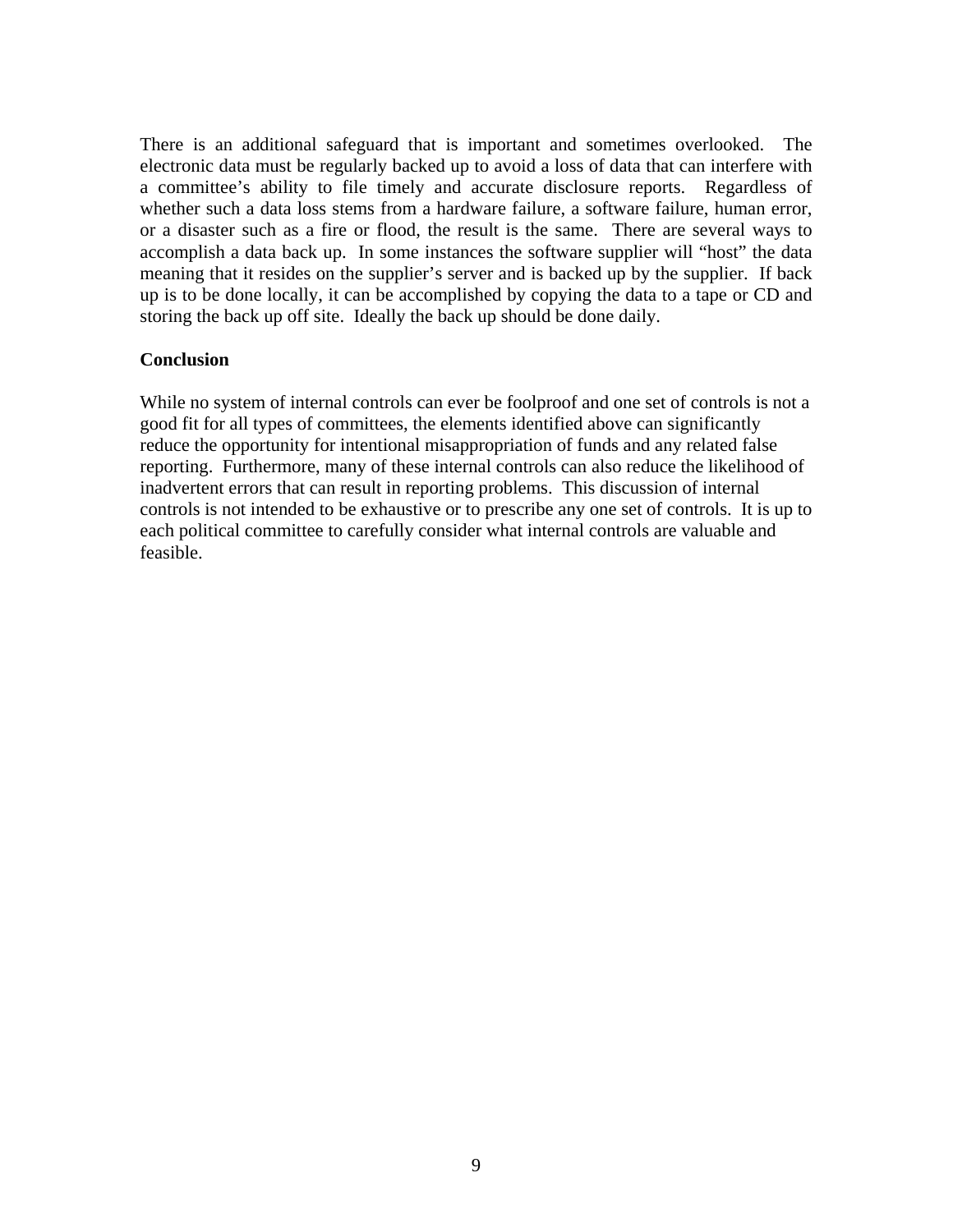There is an additional safeguard that is important and sometimes overlooked. The electronic data must be regularly backed up to avoid a loss of data that can interfere with a committee's ability to file timely and accurate disclosure reports. Regardless of whether such a data loss stems from a hardware failure, a software failure, human error, or a disaster such as a fire or flood, the result is the same. There are several ways to accomplish a data back up. In some instances the software supplier will "host" the data meaning that it resides on the supplier's server and is backed up by the supplier. If back up is to be done locally, it can be accomplished by copying the data to a tape or CD and storing the back up off site. Ideally the back up should be done daily.

**Conclusion**

While no system of internal controls can ever be foolproof and one set of controls is not a good fit for all types of committees, the elements identified above can significantly reduce the opportunity for intentional misappropriation of funds and any related false reporting. Furthermore, many of these internal controls can also reduce the likelihood of inadvertent errors that can result in reporting problems. This discussion of internal controls is not intended to be exhaustive or to prescribe any one set of controls. It is up to each political committee to carefully consider what internal controls are valuable and feasible.